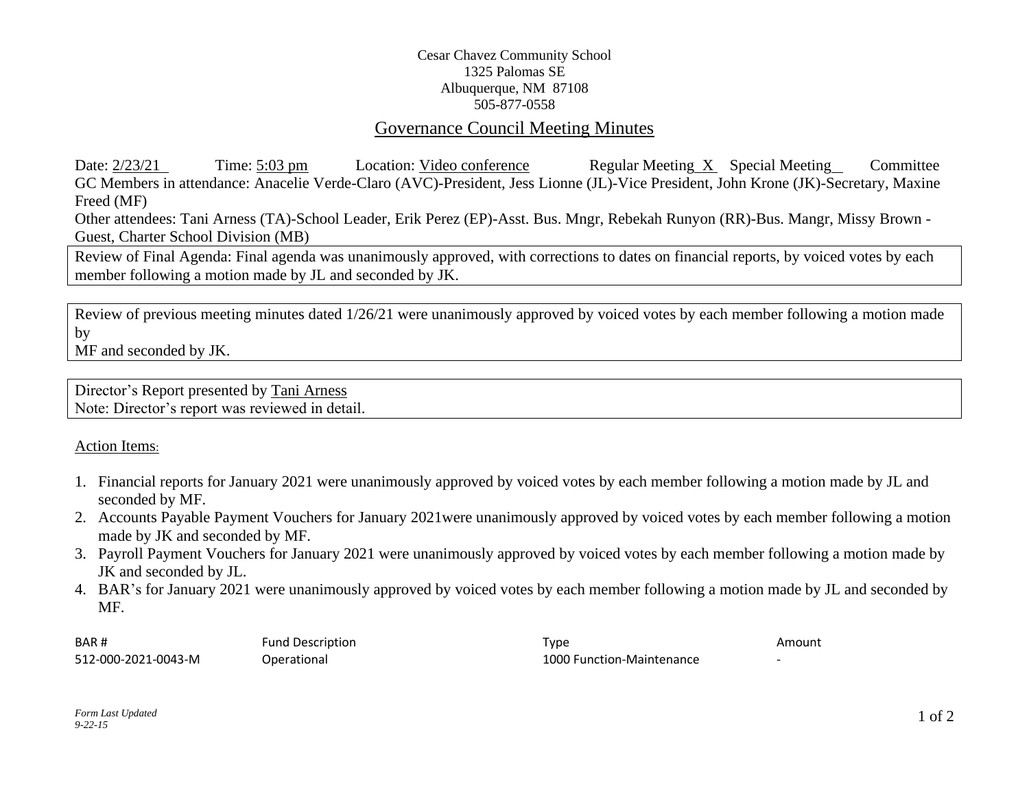Cesar Chavez Community School
1325 Palomas SE
Albuquerque, NM 87108
505-877-0558

# Governance Council Meeting Minutes

Date: 2/23/21 Time: 5:03 pm Location: Video conference Regular Meeting X Special Meeting__ Committee

GC Members in attendance: Anacelie Verde-Claro (AVC)-President, Jess Lionne (JL)-Vice President, John Krone (JK)-Secretary, Maxine Freed (MF)

Other attendees: Tani Arness (TA)-School Leader, Erik Perez (EP)-Asst. Bus. Mngr, Rebekah Runyon (RR)-Bus. Mangr, Missy Brown - Guest, Charter School Division (MB)

Review of Final Agenda: Final agenda was unanimously approved, with corrections to dates on financial reports, by voiced votes by each member following a motion made by JL and seconded by JK.

Review of previous meeting minutes dated 1/26/21 were unanimously approved by voiced votes by each member following a motion made by MF and seconded by JK.

Director's Report presented by Tani Arness
Note: Director's report was reviewed in detail.

Action Items:

1. Financial reports for January 2021 were unanimously approved by voiced votes by each member following a motion made by JL and seconded by MF.
2. Accounts Payable Payment Vouchers for January 2021were unanimously approved by voiced votes by each member following a motion made by JK and seconded by MF.
3. Payroll Payment Vouchers for January 2021 were unanimously approved by voiced votes by each member following a motion made by JK and seconded by JL.
4. BAR's for January 2021 were unanimously approved by voiced votes by each member following a motion made by JL and seconded by MF.

| BAR # | Fund Description | Type | Amount |
|---|---|---|---|
| 512-000-2021-0043-M | Operational | 1000 Function-Maintenance | - |

*Form Last Updated 9-22-15*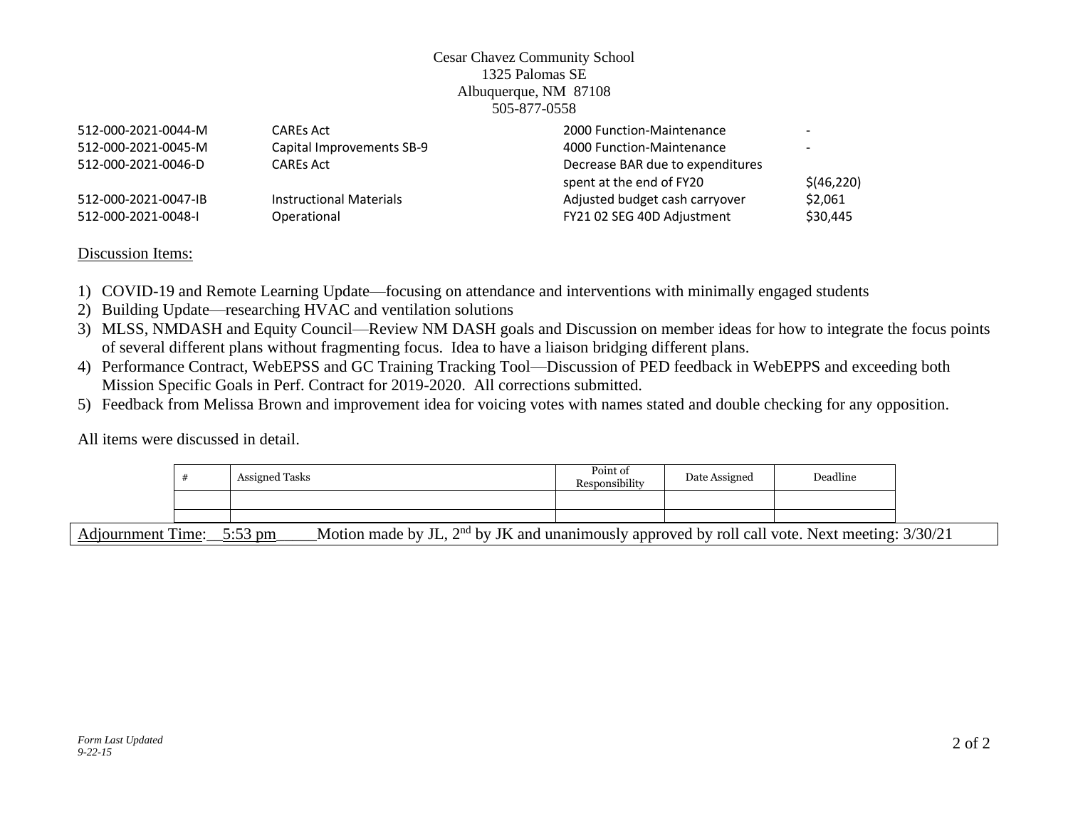Cesar Chavez Community School
1325 Palomas SE
Albuquerque, NM 87108
505-877-0558

| | | | |
|---|---|---|---|
| 512-000-2021-0044-M | CAREs Act | 2000 Function-Maintenance | - |
| 512-000-2021-0045-M | Capital Improvements SB-9 | 4000 Function-Maintenance | - |
| 512-000-2021-0046-D | CAREs Act | Decrease BAR due to expenditures spent at the end of FY20 | $(46,220) |
| 512-000-2021-0047-IB | Instructional Materials | Adjusted budget cash carryover | $2,061 |
| 512-000-2021-0048-I | Operational | FY21 02 SEG 40D Adjustment | $30,445 |

Discussion Items:

1) COVID-19 and Remote Learning Update—focusing on attendance and interventions with minimally engaged students
2) Building Update—researching HVAC and ventilation solutions
3) MLSS, NMDASH and Equity Council—Review NM DASH goals and Discussion on member ideas for how to integrate the focus points of several different plans without fragmenting focus. Idea to have a liaison bridging different plans.
4) Performance Contract, WebEPSS and GC Training Tracking Tool—Discussion of PED feedback in WebEPPS and exceeding both Mission Specific Goals in Perf. Contract for 2019-2020. All corrections submitted.
5) Feedback from Melissa Brown and improvement idea for voicing votes with names stated and double checking for any opposition.

All items were discussed in detail.

| # | Assigned Tasks | Point of Responsibility | Date Assigned | Deadline |
|---|---|---|---|---|
| | | | | |
| | | | | |

Adjournment Time: __5:53 pm_____ Motion made by JL, 2nd by JK and unanimously approved by roll call vote. Next meeting: 3/30/21

*Form Last Updated 9-22-15*